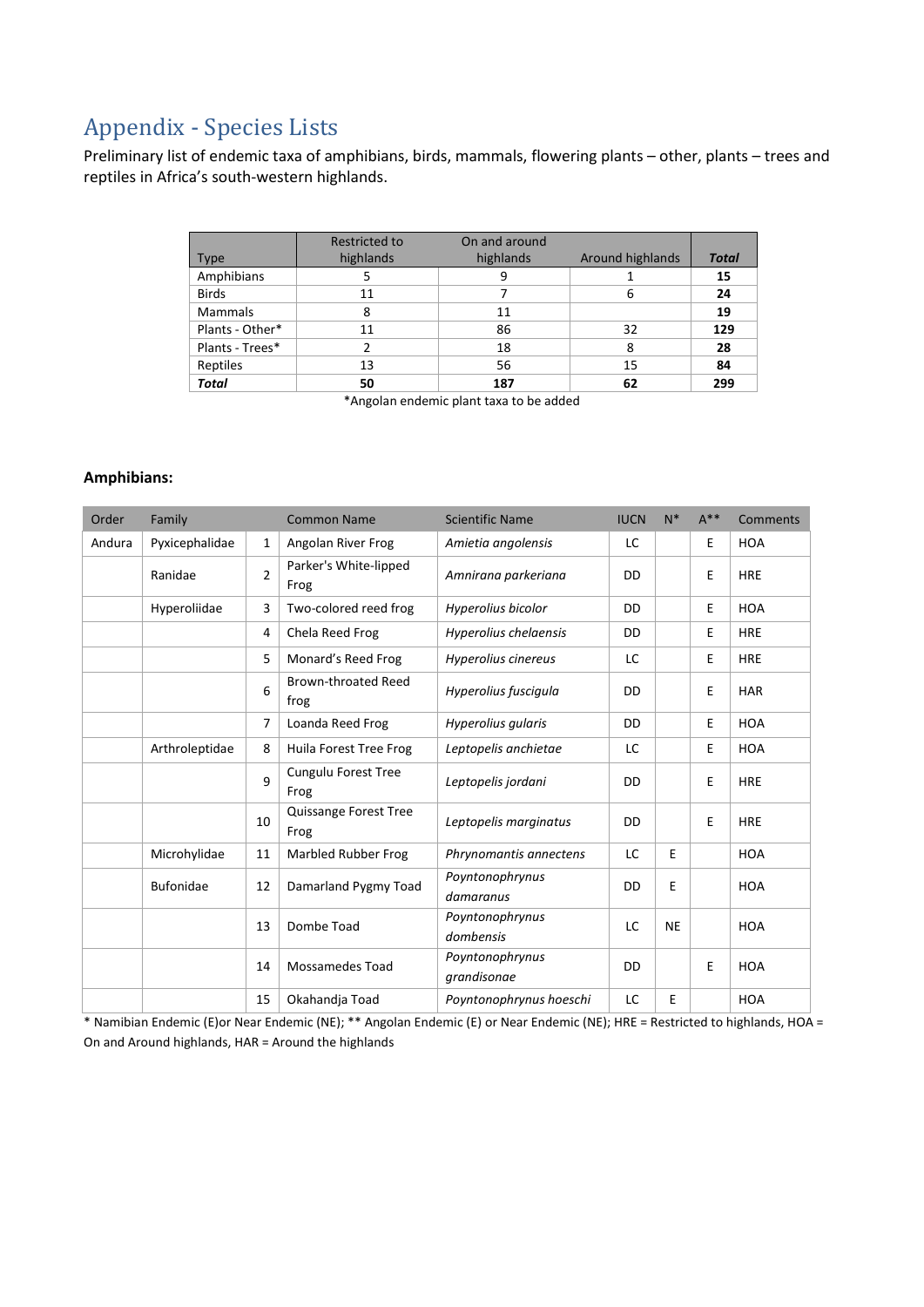# Appendix - Species Lists

Preliminary list of endemic taxa of amphibians, birds, mammals, flowering plants – other, plants – trees and reptiles in Africa's south-western highlands.

| Type | Restricted to highlands | On and around highlands | Around highlands | ***Total*** |
|---|---|---|---|---|
| Amphibians | 5 | 9 | 1 | **15** |
| Birds | 11 | 7 | 6 | **24** |
| Mammals | 8 | 11 | | **19** |
| Plants - Other* | 11 | 86 | 32 | **129** |
| Plants - Trees* | 2 | 18 | 8 | **28** |
| Reptiles | 13 | 56 | 15 | **84** |
| ***Total*** | **50** | **187** | **62** | **299** |

*Angolan endemic plant taxa to be added

### Amphibians:

| Order | Family | | Common Name | Scientific Name | IUCN | N* | A** | Comments |
|---|---|---|---|---|---|---|---|---|
| Andura | Pyxicephalidae | 1 | Angolan River Frog | *Amietia angolensis* | LC | | E | HOA |
| | Ranidae | 2 | Parker's White-lipped Frog | *Amnirana parkeriana* | DD | | E | HRE |
| | Hyperoliidae | 3 | Two-colored reed frog | *Hyperolius bicolor* | DD | | E | HOA |
| | | 4 | Chela Reed Frog | *Hyperolius chelaensis* | DD | | E | HRE |
| | | 5 | Monard's Reed Frog | *Hyperolius cinereus* | LC | | E | HRE |
| | | 6 | Brown-throated Reed frog | *Hyperolius fuscigula* | DD | | E | HAR |
| | | 7 | Loanda Reed Frog | *Hyperolius gularis* | DD | | E | HOA |
| | Arthroleptidae | 8 | Huila Forest Tree Frog | *Leptopelis anchietae* | LC | | E | HOA |
| | | 9 | Cungulu Forest Tree Frog | *Leptopelis jordani* | DD | | E | HRE |
| | | 10 | Quissange Forest Tree Frog | *Leptopelis marginatus* | DD | | E | HRE |
| | Microhylidae | 11 | Marbled Rubber Frog | *Phrynomantis annectens* | LC | E | | HOA |
| | Bufonidae | 12 | Damarland Pygmy Toad | *Poyntonophrynus damaranus* | DD | E | | HOA |
| | | 13 | Dombe Toad | *Poyntonophrynus dombensis* | LC | NE | | HOA |
| | | 14 | Mossamedes Toad | *Poyntonophrynus grandisonae* | DD | | E | HOA |
| | | 15 | Okahandja Toad | *Poyntonophrynus hoeschi* | LC | E | | HOA |

* Namibian Endemic (E)or Near Endemic (NE); ** Angolan Endemic (E) or Near Endemic (NE); HRE = Restricted to highlands, HOA = On and Around highlands, HAR = Around the highlands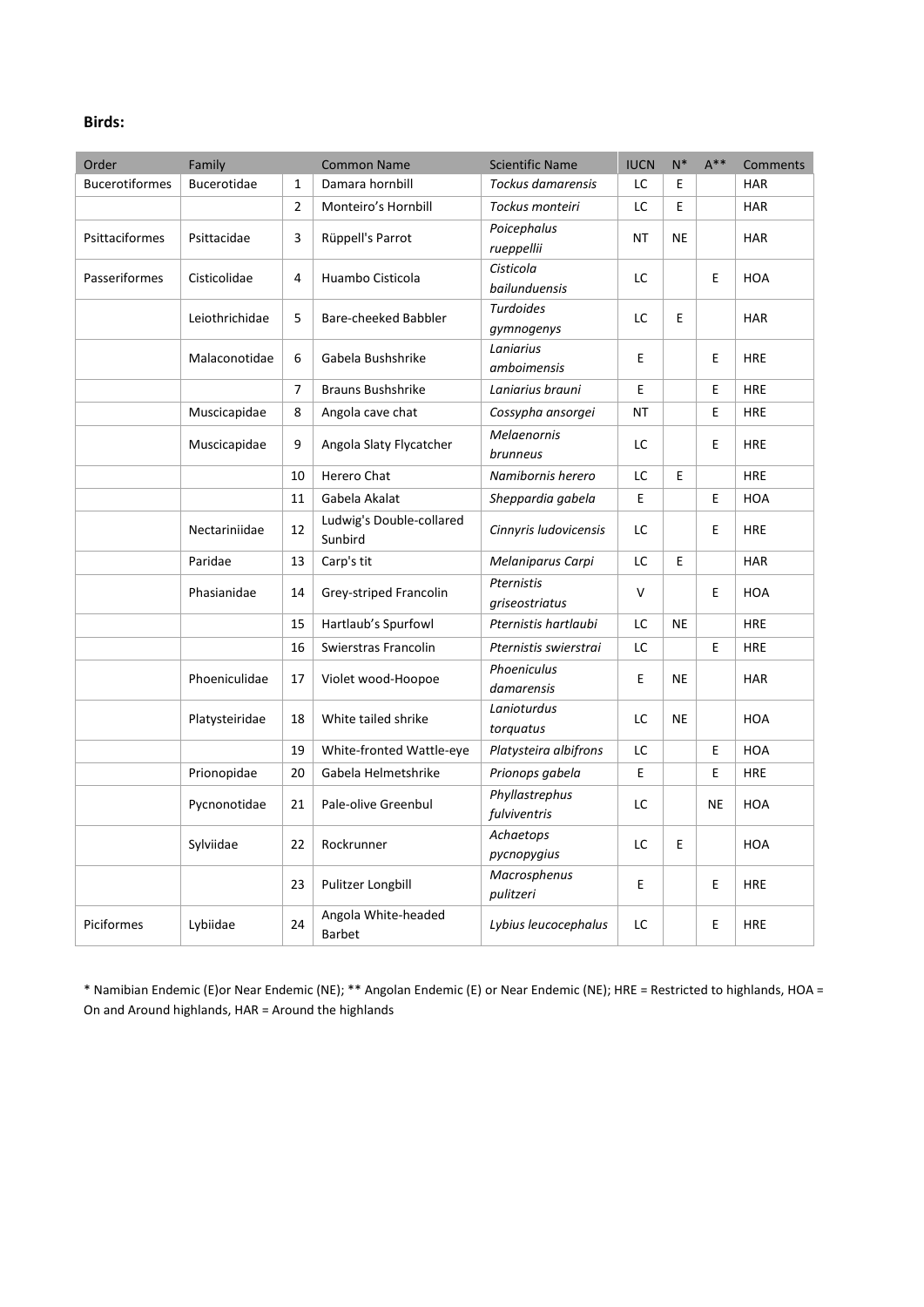**Birds:**

| Order | Family | | Common Name | Scientific Name | IUCN | N* | A** | Comments |
|---|---|---|---|---|---|---|---|---|
| Bucerotiformes | Bucerotidae | 1 | Damara hornbill | *Tockus damarensis* | LC | E | | HAR |
| | | 2 | Monteiro's Hornbill | *Tockus monteiri* | LC | E | | HAR |
| Psittaciformes | Psittacidae | 3 | Rüppell's Parrot | *Poicephalus rueppellii* | NT | NE | | HAR |
| Passeriformes | Cisticolidae | 4 | Huambo Cisticola | *Cisticola bailunduensis* | LC | | E | HOA |
| | Leiothrichidae | 5 | Bare-cheeked Babbler | *Turdoides gymnogenys* | LC | E | | HAR |
| | Malaconotidae | 6 | Gabela Bushshrike | *Laniarius amboimensis* | E | | E | HRE |
| | | 7 | Brauns Bushshrike | *Laniarius brauni* | E | | E | HRE |
| | Muscicapidae | 8 | Angola cave chat | *Cossypha ansorgei* | NT | | E | HRE |
| | Muscicapidae | 9 | Angola Slaty Flycatcher | *Melaenornis brunneus* | LC | | E | HRE |
| | | 10 | Herero Chat | *Namibornis herero* | LC | E | | HRE |
| | | 11 | Gabela Akalat | *Sheppardia gabela* | E | | E | HOA |
| | Nectariniidae | 12 | Ludwig's Double-collared Sunbird | *Cinnyris ludovicensis* | LC | | E | HRE |
| | Paridae | 13 | Carp's tit | *Melaniparus Carpi* | LC | E | | HAR |
| | Phasianidae | 14 | Grey-striped Francolin | *Pternistis griseostriatus* | V | | E | HOA |
| | | 15 | Hartlaub's Spurfowl | *Pternistis hartlaubi* | LC | NE | | HRE |
| | | 16 | Swierstras Francolin | *Pternistis swierstrai* | LC | | E | HRE |
| | Phoeniculidae | 17 | Violet wood-Hoopoe | *Phoeniculus damarensis* | E | NE | | HAR |
| | Platysteiridae | 18 | White tailed shrike | *Lanioturdus torquatus* | LC | NE | | HOA |
| | | 19 | White-fronted Wattle-eye | *Platysteira albifrons* | LC | | E | HOA |
| | Prionopidae | 20 | Gabela Helmetshrike | *Prionops gabela* | E | | E | HRE |
| | Pycnonotidae | 21 | Pale-olive Greenbul | *Phyllastrephus fulviventris* | LC | | NE | HOA |
| | Sylviidae | 22 | Rockrunner | *Achaetops pycnopygius* | LC | E | | HOA |
| | | 23 | Pulitzer Longbill | *Macrosphenus pulitzeri* | E | | E | HRE |
| Piciformes | Lybiidae | 24 | Angola White-headed Barbet | *Lybius leucocephalus* | LC | | E | HRE |

\* Namibian Endemic (E)or Near Endemic (NE); ** Angolan Endemic (E) or Near Endemic (NE); HRE = Restricted to highlands, HOA = On and Around highlands, HAR = Around the highlands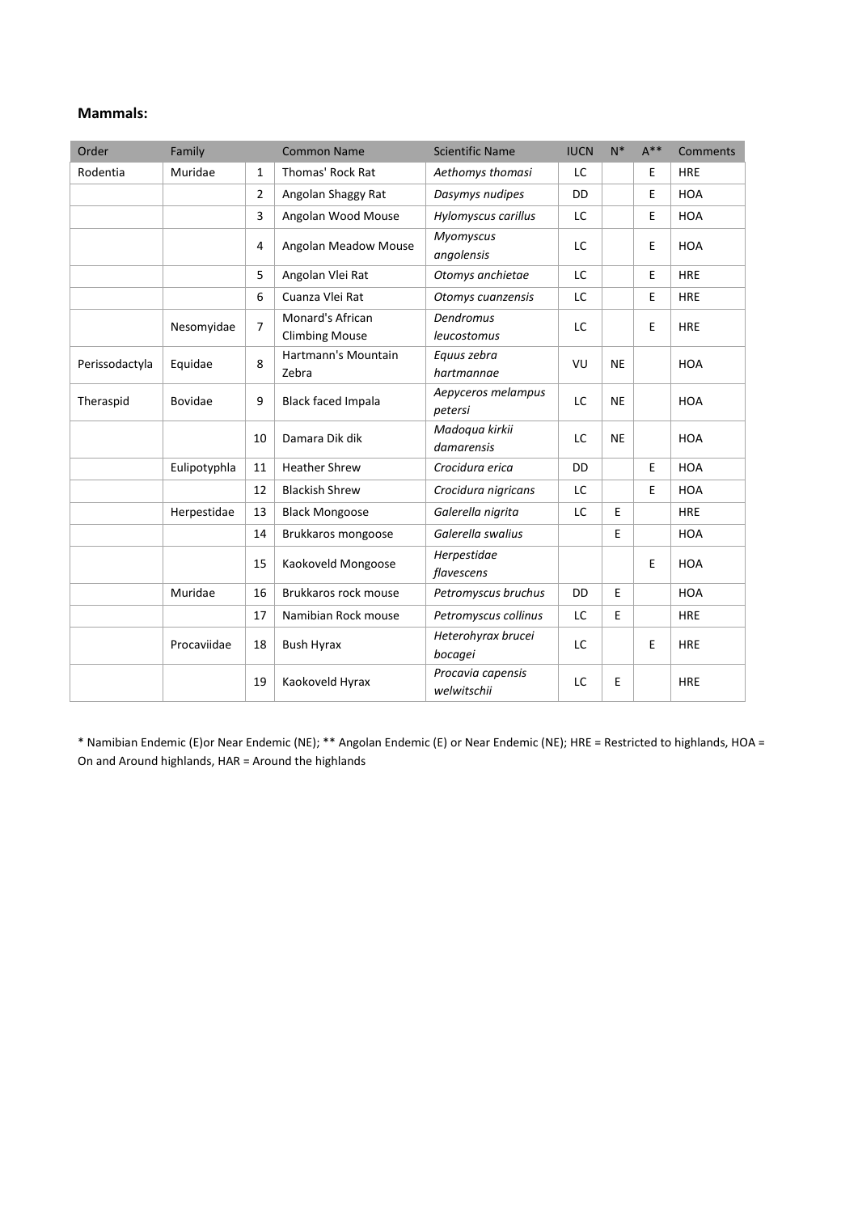**Mammals:**

| Order | Family | | Common Name | Scientific Name | IUCN | N* | A** | Comments |
|---|---|---|---|---|---|---|---|---|
| Rodentia | Muridae | 1 | Thomas' Rock Rat | *Aethomys thomasi* | LC | | E | HRE |
| | | 2 | Angolan Shaggy Rat | *Dasymys nudipes* | DD | | E | HOA |
| | | 3 | Angolan Wood Mouse | *Hylomyscus carillus* | LC | | E | HOA |
| | | 4 | Angolan Meadow Mouse | *Myomyscus angolensis* | LC | | E | HOA |
| | | 5 | Angolan Vlei Rat | *Otomys anchietae* | LC | | E | HRE |
| | | 6 | Cuanza Vlei Rat | *Otomys cuanzensis* | LC | | E | HRE |
| | Nesomyidae | 7 | Monard's African Climbing Mouse | *Dendromus leucostomus* | LC | | E | HRE |
| Perissodactyla | Equidae | 8 | Hartmann's Mountain Zebra | *Equus zebra hartmannae* | VU | NE | | HOA |
| Theraspid | Bovidae | 9 | Black faced Impala | *Aepyceros melampus petersi* | LC | NE | | HOA |
| | | 10 | Damara Dik dik | *Madoqua kirkii damarensis* | LC | NE | | HOA |
| | Eulipotyphla | 11 | Heather Shrew | *Crocidura erica* | DD | | E | HOA |
| | | 12 | Blackish Shrew | *Crocidura nigricans* | LC | | E | HOA |
| | Herpestidae | 13 | Black Mongoose | *Galerella nigrita* | LC | E | | HRE |
| | | 14 | Brukkaros mongoose | *Galerella swalius* | | E | | HOA |
| | | 15 | Kaokoveld Mongoose | *Herpestidae flavescens* | | | E | HOA |
| | Muridae | 16 | Brukkaros rock mouse | *Petromyscus bruchus* | DD | E | | HOA |
| | | 17 | Namibian Rock mouse | *Petromyscus collinus* | LC | E | | HRE |
| | Procaviidae | 18 | Bush Hyrax | *Heterohyrax brucei bocagei* | LC | | E | HRE |
| | | 19 | Kaokoveld Hyrax | *Procavia capensis welwitschii* | LC | E | | HRE |

* Namibian Endemic (E)or Near Endemic (NE); ** Angolan Endemic (E) or Near Endemic (NE); HRE = Restricted to highlands, HOA = On and Around highlands, HAR = Around the highlands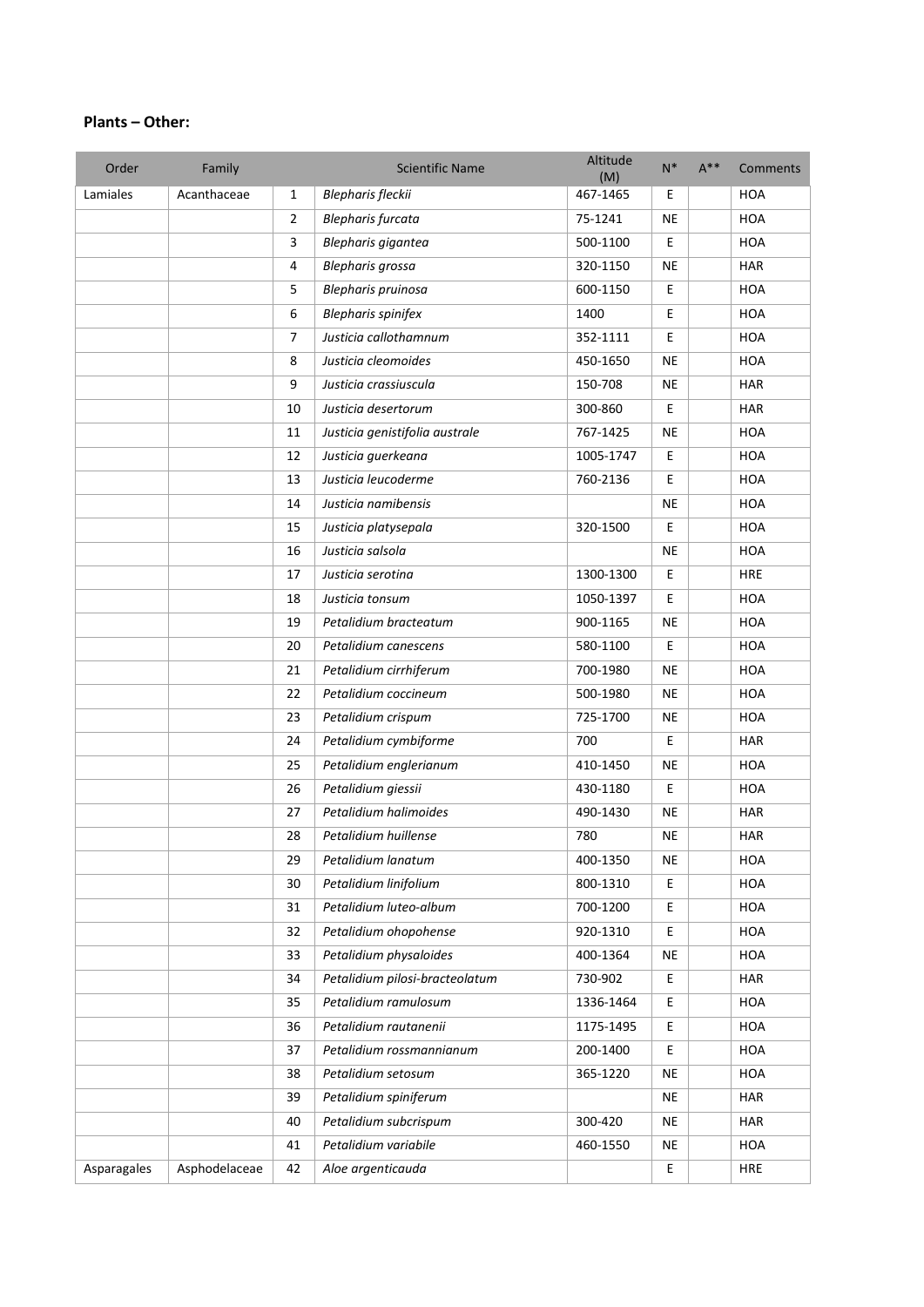**Plants – Other:**

| Order | Family | | Scientific Name | Altitude (M) | N* | A** | Comments |
|---|---|---|---|---|---|---|---|
| Lamiales | Acanthaceae | 1 | *Blepharis fleckii* | 467-1465 | E | | HOA |
| | | 2 | *Blepharis furcata* | 75-1241 | NE | | HOA |
| | | 3 | *Blepharis gigantea* | 500-1100 | E | | HOA |
| | | 4 | *Blepharis grossa* | 320-1150 | NE | | HAR |
| | | 5 | *Blepharis pruinosa* | 600-1150 | E | | HOA |
| | | 6 | *Blepharis spinifex* | 1400 | E | | HOA |
| | | 7 | *Justicia callothamnum* | 352-1111 | E | | HOA |
| | | 8 | *Justicia cleomoides* | 450-1650 | NE | | HOA |
| | | 9 | *Justicia crassiuscula* | 150-708 | NE | | HAR |
| | | 10 | *Justicia desertorum* | 300-860 | E | | HAR |
| | | 11 | *Justicia genistifolia australe* | 767-1425 | NE | | HOA |
| | | 12 | *Justicia guerkeana* | 1005-1747 | E | | HOA |
| | | 13 | *Justicia leucoderme* | 760-2136 | E | | HOA |
| | | 14 | *Justicia namibensis* | | NE | | HOA |
| | | 15 | *Justicia platysepala* | 320-1500 | E | | HOA |
| | | 16 | *Justicia salsola* | | NE | | HOA |
| | | 17 | *Justicia serotina* | 1300-1300 | E | | HRE |
| | | 18 | *Justicia tonsum* | 1050-1397 | E | | HOA |
| | | 19 | *Petalidium bracteatum* | 900-1165 | NE | | HOA |
| | | 20 | *Petalidium canescens* | 580-1100 | E | | HOA |
| | | 21 | *Petalidium cirrhiferum* | 700-1980 | NE | | HOA |
| | | 22 | *Petalidium coccineum* | 500-1980 | NE | | HOA |
| | | 23 | *Petalidium crispum* | 725-1700 | NE | | HOA |
| | | 24 | *Petalidium cymbiforme* | 700 | E | | HAR |
| | | 25 | *Petalidium englerianum* | 410-1450 | NE | | HOA |
| | | 26 | *Petalidium giessii* | 430-1180 | E | | HOA |
| | | 27 | *Petalidium halimoides* | 490-1430 | NE | | HAR |
| | | 28 | *Petalidium huillense* | 780 | NE | | HAR |
| | | 29 | *Petalidium lanatum* | 400-1350 | NE | | HOA |
| | | 30 | *Petalidium linifolium* | 800-1310 | E | | HOA |
| | | 31 | *Petalidium luteo-album* | 700-1200 | E | | HOA |
| | | 32 | *Petalidium ohopohense* | 920-1310 | E | | HOA |
| | | 33 | *Petalidium physaloides* | 400-1364 | NE | | HOA |
| | | 34 | *Petalidium pilosi-bracteolatum* | 730-902 | E | | HAR |
| | | 35 | *Petalidium ramulosum* | 1336-1464 | E | | HOA |
| | | 36 | *Petalidium rautanenii* | 1175-1495 | E | | HOA |
| | | 37 | *Petalidium rossmannianum* | 200-1400 | E | | HOA |
| | | 38 | *Petalidium setosum* | 365-1220 | NE | | HOA |
| | | 39 | *Petalidium spiniferum* | | NE | | HAR |
| | | 40 | *Petalidium subcrispum* | 300-420 | NE | | HAR |
| | | 41 | *Petalidium variabile* | 460-1550 | NE | | HOA |
| Asparagales | Asphodelaceae | 42 | *Aloe argenticauda* | | E | | HRE |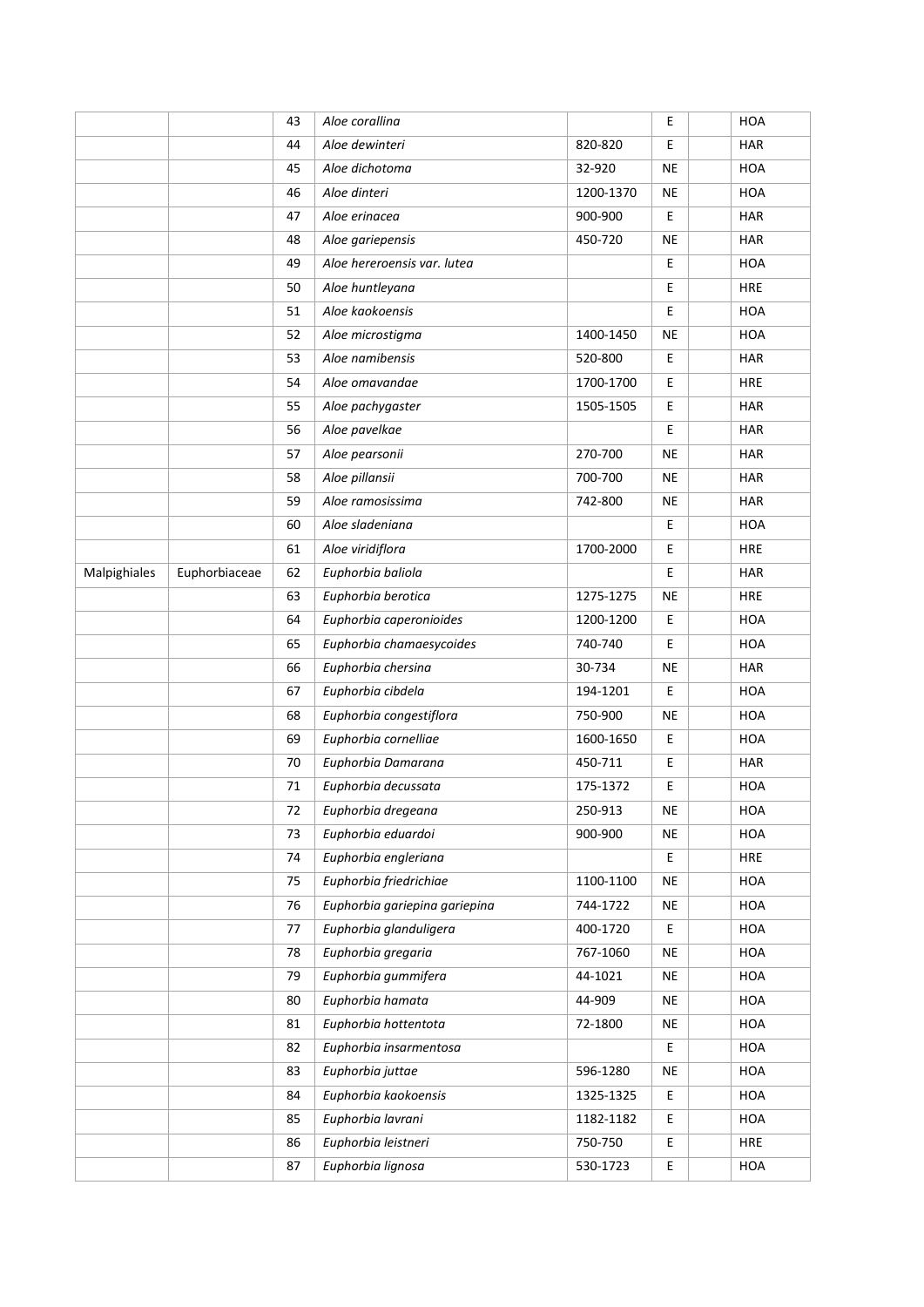| | | | | | | | |
|---|---|---|---|---|---|---|---|
| | | 43 | *Aloe corallina* | | E | | HOA |
| | | 44 | *Aloe dewinteri* | 820-820 | E | | HAR |
| | | 45 | *Aloe dichotoma* | 32-920 | NE | | HOA |
| | | 46 | *Aloe dinteri* | 1200-1370 | NE | | HOA |
| | | 47 | *Aloe erinacea* | 900-900 | E | | HAR |
| | | 48 | *Aloe gariepensis* | 450-720 | NE | | HAR |
| | | 49 | *Aloe hereroensis var. lutea* | | E | | HOA |
| | | 50 | *Aloe huntleyana* | | E | | HRE |
| | | 51 | *Aloe kaokoensis* | | E | | HOA |
| | | 52 | *Aloe microstigma* | 1400-1450 | NE | | HOA |
| | | 53 | *Aloe namibensis* | 520-800 | E | | HAR |
| | | 54 | *Aloe omavandae* | 1700-1700 | E | | HRE |
| | | 55 | *Aloe pachygaster* | 1505-1505 | E | | HAR |
| | | 56 | *Aloe pavelkae* | | E | | HAR |
| | | 57 | *Aloe pearsonii* | 270-700 | NE | | HAR |
| | | 58 | *Aloe pillansii* | 700-700 | NE | | HAR |
| | | 59 | *Aloe ramosissima* | 742-800 | NE | | HAR |
| | | 60 | *Aloe sladeniana* | | E | | HOA |
| | | 61 | *Aloe viridiflora* | 1700-2000 | E | | HRE |
| Malpighiales | Euphorbiaceae | 62 | *Euphorbia baliola* | | E | | HAR |
| | | 63 | *Euphorbia berotica* | 1275-1275 | NE | | HRE |
| | | 64 | *Euphorbia caperonioides* | 1200-1200 | E | | HOA |
| | | 65 | *Euphorbia chamaesycoides* | 740-740 | E | | HOA |
| | | 66 | *Euphorbia chersina* | 30-734 | NE | | HAR |
| | | 67 | *Euphorbia cibdela* | 194-1201 | E | | HOA |
| | | 68 | *Euphorbia congestiflora* | 750-900 | NE | | HOA |
| | | 69 | *Euphorbia cornelliae* | 1600-1650 | E | | HOA |
| | | 70 | *Euphorbia Damarana* | 450-711 | E | | HAR |
| | | 71 | *Euphorbia decussata* | 175-1372 | E | | HOA |
| | | 72 | *Euphorbia dregeana* | 250-913 | NE | | HOA |
| | | 73 | *Euphorbia eduardoi* | 900-900 | NE | | HOA |
| | | 74 | *Euphorbia engleriana* | | E | | HRE |
| | | 75 | *Euphorbia friedrichiae* | 1100-1100 | NE | | HOA |
| | | 76 | *Euphorbia gariepina gariepina* | 744-1722 | NE | | HOA |
| | | 77 | *Euphorbia glanduligera* | 400-1720 | E | | HOA |
| | | 78 | *Euphorbia gregaria* | 767-1060 | NE | | HOA |
| | | 79 | *Euphorbia gummifera* | 44-1021 | NE | | HOA |
| | | 80 | *Euphorbia hamata* | 44-909 | NE | | HOA |
| | | 81 | *Euphorbia hottentota* | 72-1800 | NE | | HOA |
| | | 82 | *Euphorbia insarmentosa* | | E | | HOA |
| | | 83 | *Euphorbia juttae* | 596-1280 | NE | | HOA |
| | | 84 | *Euphorbia kaokoensis* | 1325-1325 | E | | HOA |
| | | 85 | *Euphorbia lavrani* | 1182-1182 | E | | HOA |
| | | 86 | *Euphorbia leistneri* | 750-750 | E | | HRE |
| | | 87 | *Euphorbia lignosa* | 530-1723 | E | | HOA |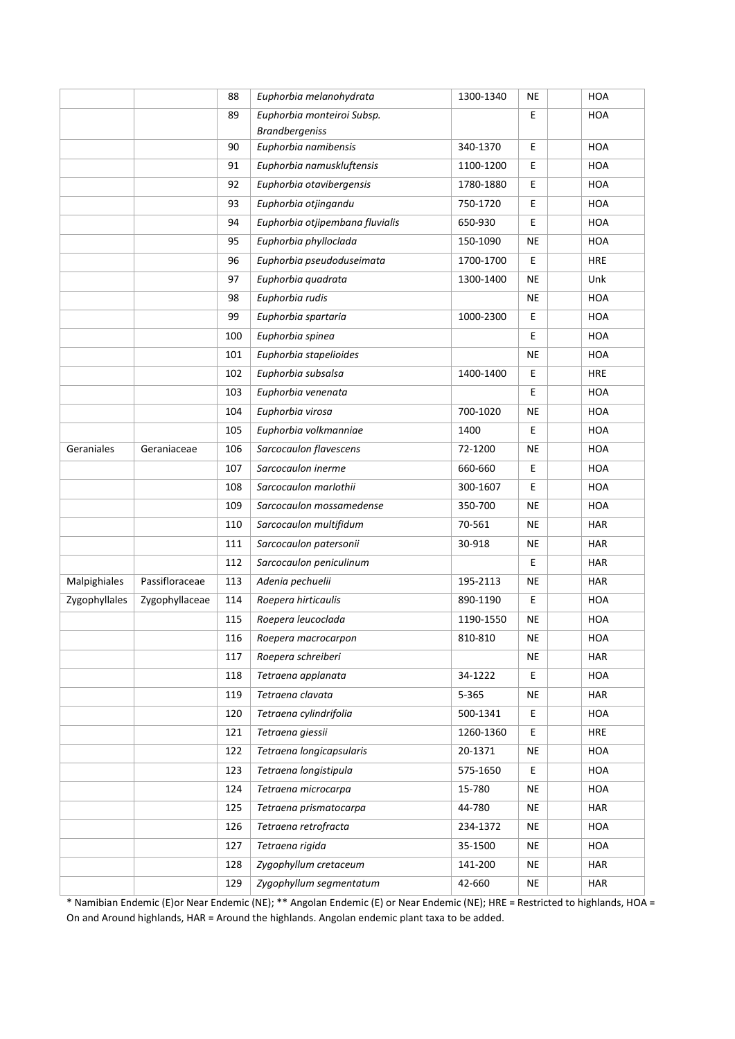|  |  |  |  |  |  |  |  |
|---|---|---|---|---|---|---|---|
|  |  | 88 | *Euphorbia melanohydrata* | 1300-1340 | NE |  | HOA |
|  |  | 89 | *Euphorbia monteiroi Subsp. Brandbergeniss* |  | E |  | HOA |
|  |  | 90 | *Euphorbia namibensis* | 340-1370 | E |  | HOA |
|  |  | 91 | *Euphorbia namuskluftensis* | 1100-1200 | E |  | HOA |
|  |  | 92 | *Euphorbia otavibergensis* | 1780-1880 | E |  | HOA |
|  |  | 93 | *Euphorbia otjingandu* | 750-1720 | E |  | HOA |
|  |  | 94 | *Euphorbia otjipembana fluvialis* | 650-930 | E |  | HOA |
|  |  | 95 | *Euphorbia phylloclada* | 150-1090 | NE |  | HOA |
|  |  | 96 | *Euphorbia pseudoduseimata* | 1700-1700 | E |  | HRE |
|  |  | 97 | *Euphorbia quadrata* | 1300-1400 | NE |  | Unk |
|  |  | 98 | *Euphorbia rudis* |  | NE |  | HOA |
|  |  | 99 | *Euphorbia spartaria* | 1000-2300 | E |  | HOA |
|  |  | 100 | *Euphorbia spinea* |  | E |  | HOA |
|  |  | 101 | *Euphorbia stapelioides* |  | NE |  | HOA |
|  |  | 102 | *Euphorbia subsalsa* | 1400-1400 | E |  | HRE |
|  |  | 103 | *Euphorbia venenata* |  | E |  | HOA |
|  |  | 104 | *Euphorbia virosa* | 700-1020 | NE |  | HOA |
|  |  | 105 | *Euphorbia volkmanniae* | 1400 | E |  | HOA |
| Geraniales | Geraniaceae | 106 | *Sarcocaulon flavescens* | 72-1200 | NE |  | HOA |
|  |  | 107 | *Sarcocaulon inerme* | 660-660 | E |  | HOA |
|  |  | 108 | *Sarcocaulon marlothii* | 300-1607 | E |  | HOA |
|  |  | 109 | *Sarcocaulon mossamedense* | 350-700 | NE |  | HOA |
|  |  | 110 | *Sarcocaulon multifidum* | 70-561 | NE |  | HAR |
|  |  | 111 | *Sarcocaulon patersonii* | 30-918 | NE |  | HAR |
|  |  | 112 | *Sarcocaulon peniculinum* |  | E |  | HAR |
| Malpighiales | Passifloraceae | 113 | *Adenia pechuelii* | 195-2113 | NE |  | HAR |
| Zygophyllales | Zygophyllaceae | 114 | *Roepera hirticaulis* | 890-1190 | E |  | HOA |
|  |  | 115 | *Roepera leucoclada* | 1190-1550 | NE |  | HOA |
|  |  | 116 | *Roepera macrocarpon* | 810-810 | NE |  | HOA |
|  |  | 117 | *Roepera schreiberi* |  | NE |  | HAR |
|  |  | 118 | *Tetraena applanata* | 34-1222 | E |  | HOA |
|  |  | 119 | *Tetraena clavata* | 5-365 | NE |  | HAR |
|  |  | 120 | *Tetraena cylindrifolia* | 500-1341 | E |  | HOA |
|  |  | 121 | *Tetraena giessii* | 1260-1360 | E |  | HRE |
|  |  | 122 | *Tetraena longicapsularis* | 20-1371 | NE |  | HOA |
|  |  | 123 | *Tetraena longistipula* | 575-1650 | E |  | HOA |
|  |  | 124 | *Tetraena microcarpa* | 15-780 | NE |  | HOA |
|  |  | 125 | *Tetraena prismatocarpa* | 44-780 | NE |  | HAR |
|  |  | 126 | *Tetraena retrofracta* | 234-1372 | NE |  | HOA |
|  |  | 127 | *Tetraena rigida* | 35-1500 | NE |  | HOA |
|  |  | 128 | *Zygophyllum cretaceum* | 141-200 | NE |  | HAR |
|  |  | 129 | *Zygophyllum segmentatum* | 42-660 | NE |  | HAR |

* Namibian Endemic (E)or Near Endemic (NE); ** Angolan Endemic (E) or Near Endemic (NE); HRE = Restricted to highlands, HOA = On and Around highlands, HAR = Around the highlands. Angolan endemic plant taxa to be added.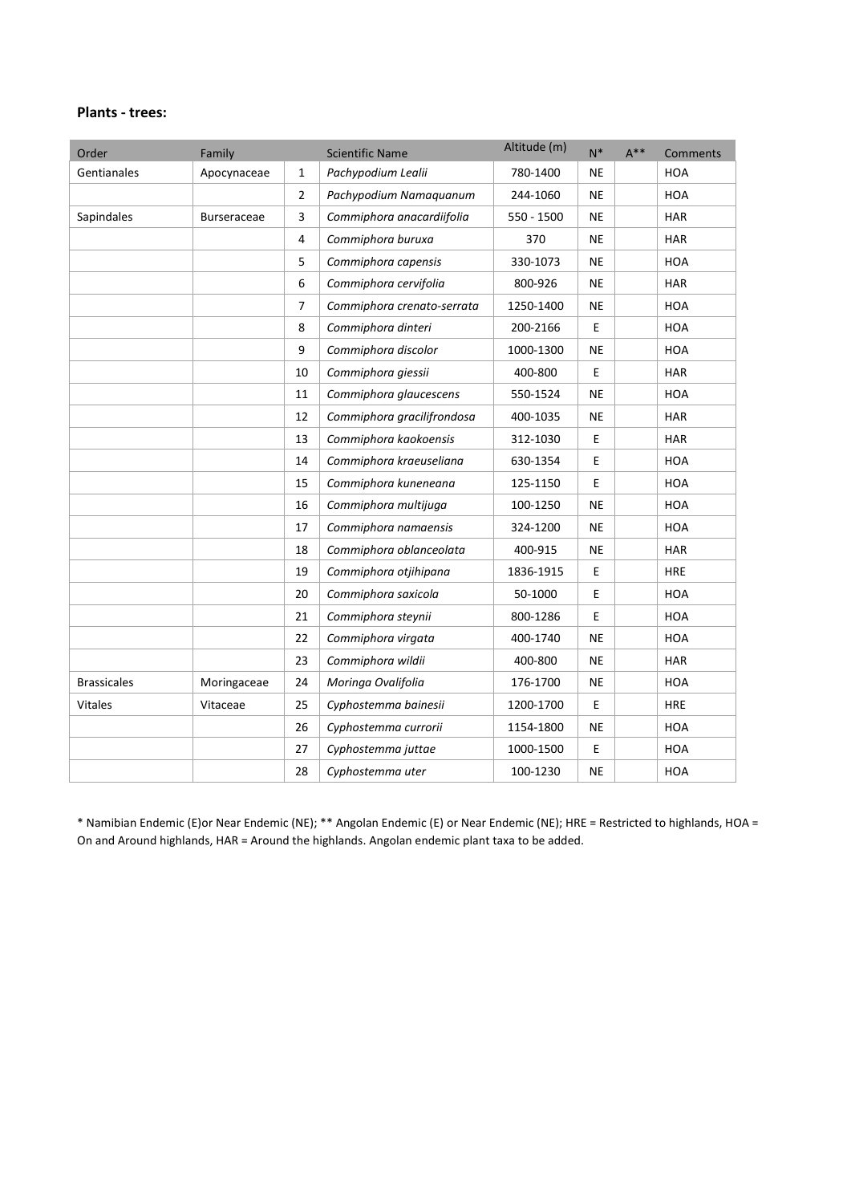**Plants - trees:**

| Order | Family | | Scientific Name | Altitude (m) | N* | A** | Comments |
|---|---|---|---|---|---|---|---|
| Gentianales | Apocynaceae | 1 | *Pachypodium Lealii* | 780-1400 | NE | | HOA |
| | | 2 | *Pachypodium Namaquanum* | 244-1060 | NE | | HOA |
| Sapindales | Burseraceae | 3 | *Commiphora anacardiifolia* | 550 - 1500 | NE | | HAR |
| | | 4 | *Commiphora buruxa* | 370 | NE | | HAR |
| | | 5 | *Commiphora capensis* | 330-1073 | NE | | HOA |
| | | 6 | *Commiphora cervifolia* | 800-926 | NE | | HAR |
| | | 7 | *Commiphora crenato-serrata* | 1250-1400 | NE | | HOA |
| | | 8 | *Commiphora dinteri* | 200-2166 | E | | HOA |
| | | 9 | *Commiphora discolor* | 1000-1300 | NE | | HOA |
| | | 10 | *Commiphora giessii* | 400-800 | E | | HAR |
| | | 11 | *Commiphora glaucescens* | 550-1524 | NE | | HOA |
| | | 12 | *Commiphora gracilifrondosa* | 400-1035 | NE | | HAR |
| | | 13 | *Commiphora kaokoensis* | 312-1030 | E | | HAR |
| | | 14 | *Commiphora kraeuseliana* | 630-1354 | E | | HOA |
| | | 15 | *Commiphora kuneneana* | 125-1150 | E | | HOA |
| | | 16 | *Commiphora multijuga* | 100-1250 | NE | | HOA |
| | | 17 | *Commiphora namaensis* | 324-1200 | NE | | HOA |
| | | 18 | *Commiphora oblanceolata* | 400-915 | NE | | HAR |
| | | 19 | *Commiphora otjihipana* | 1836-1915 | E | | HRE |
| | | 20 | *Commiphora saxicola* | 50-1000 | E | | HOA |
| | | 21 | *Commiphora steynii* | 800-1286 | E | | HOA |
| | | 22 | *Commiphora virgata* | 400-1740 | NE | | HOA |
| | | 23 | *Commiphora wildii* | 400-800 | NE | | HAR |
| Brassicales | Moringaceae | 24 | *Moringa Ovalifolia* | 176-1700 | NE | | HOA |
| Vitales | Vitaceae | 25 | *Cyphostemma bainesii* | 1200-1700 | E | | HRE |
| | | 26 | *Cyphostemma currorii* | 1154-1800 | NE | | HOA |
| | | 27 | *Cyphostemma juttae* | 1000-1500 | E | | HOA |
| | | 28 | *Cyphostemma uter* | 100-1230 | NE | | HOA |

* Namibian Endemic (E)or Near Endemic (NE); ** Angolan Endemic (E) or Near Endemic (NE); HRE = Restricted to highlands, HOA = On and Around highlands, HAR = Around the highlands. Angolan endemic plant taxa to be added.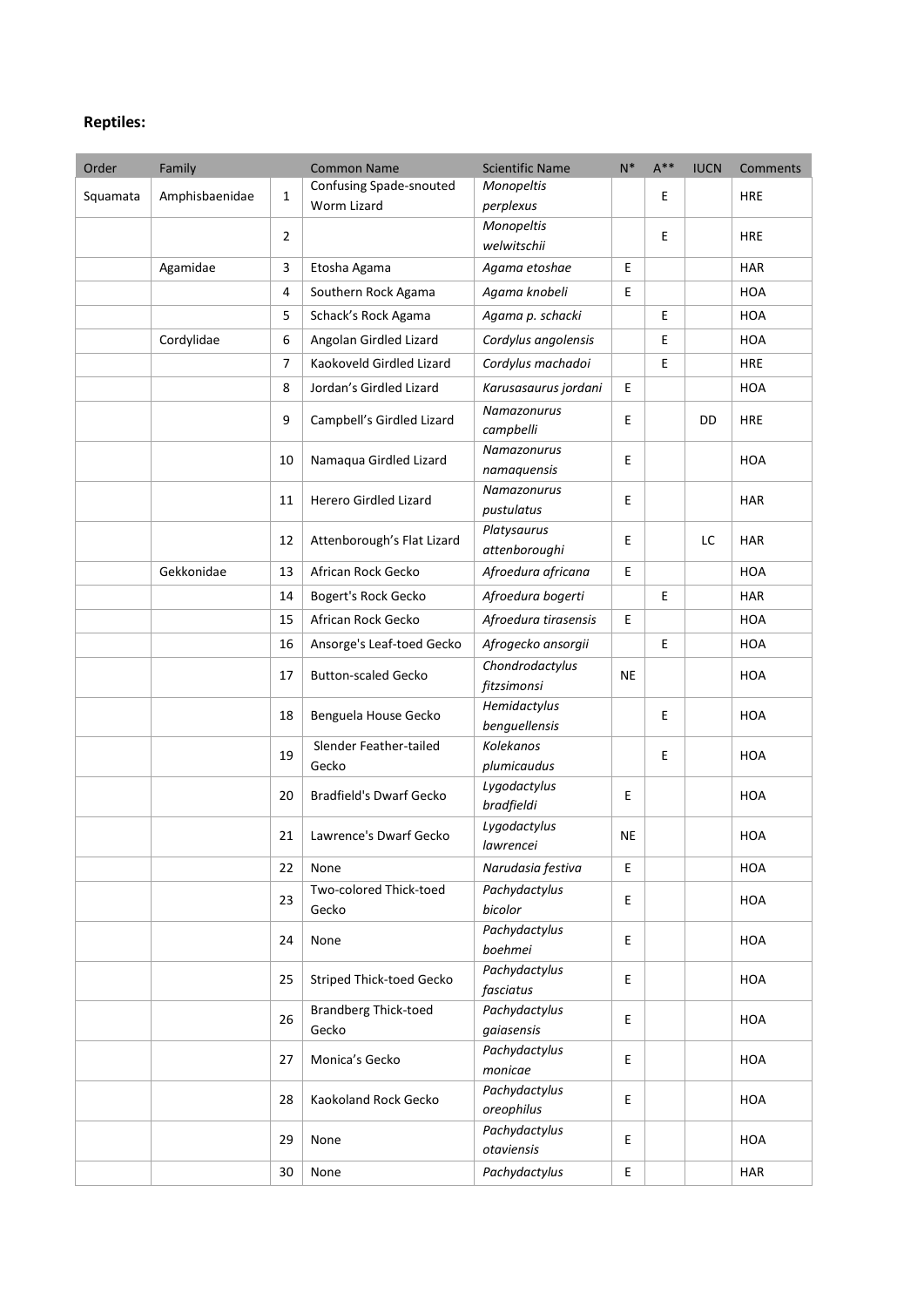**Reptiles:**

| Order | Family | | Common Name | Scientific Name | N* | A** | IUCN | Comments |
|---|---|---|---|---|---|---|---|---|
| Squamata | Amphisbaenidae | 1 | Confusing Spade-snouted Worm Lizard | *Monopeltis perplexus* | | E | | HRE |
| | | 2 | | *Monopeltis welwitschii* | | E | | HRE |
| | Agamidae | 3 | Etosha Agama | *Agama etoshae* | E | | | HAR |
| | | 4 | Southern Rock Agama | *Agama knobeli* | E | | | HOA |
| | | 5 | Schack's Rock Agama | *Agama p. schacki* | | E | | HOA |
| | Cordylidae | 6 | Angolan Girdled Lizard | *Cordylus angolensis* | | E | | HOA |
| | | 7 | Kaokoveld Girdled Lizard | *Cordylus machadoi* | | E | | HRE |
| | | 8 | Jordan's Girdled Lizard | *Karusasaurus jordani* | E | | | HOA |
| | | 9 | Campbell's Girdled Lizard | *Namazonurus campbelli* | E | | DD | HRE |
| | | 10 | Namaqua Girdled Lizard | *Namazonurus namaquensis* | E | | | HOA |
| | | 11 | Herero Girdled Lizard | *Namazonurus pustulatus* | E | | | HAR |
| | | 12 | Attenborough's Flat Lizard | *Platysaurus attenboroughi* | E | | LC | HAR |
| | Gekkonidae | 13 | African Rock Gecko | *Afroedura africana* | E | | | HOA |
| | | 14 | Bogert's Rock Gecko | *Afroedura bogerti* | | E | | HAR |
| | | 15 | African Rock Gecko | *Afroedura tirasensis* | E | | | HOA |
| | | 16 | Ansorge's Leaf-toed Gecko | *Afrogecko ansorgii* | | E | | HOA |
| | | 17 | Button-scaled Gecko | *Chondrodactylus fitzsimonsi* | NE | | | HOA |
| | | 18 | Benguela House Gecko | *Hemidactylus benguellensis* | | E | | HOA |
| | | 19 | Slender Feather-tailed Gecko | *Kolekanos plumicaudus* | | E | | HOA |
| | | 20 | Bradfield's Dwarf Gecko | *Lygodactylus bradfieldi* | E | | | HOA |
| | | 21 | Lawrence's Dwarf Gecko | *Lygodactylus lawrencei* | NE | | | HOA |
| | | 22 | None | *Narudasia festiva* | E | | | HOA |
| | | 23 | Two-colored Thick-toed Gecko | *Pachydactylus bicolor* | E | | | HOA |
| | | 24 | None | *Pachydactylus boehmei* | E | | | HOA |
| | | 25 | Striped Thick-toed Gecko | *Pachydactylus fasciatus* | E | | | HOA |
| | | 26 | Brandberg Thick-toed Gecko | *Pachydactylus gaiasensis* | E | | | HOA |
| | | 27 | Monica's Gecko | *Pachydactylus monicae* | E | | | HOA |
| | | 28 | Kaokoland Rock Gecko | *Pachydactylus oreophilus* | E | | | HOA |
| | | 29 | None | *Pachydactylus otaviensis* | E | | | HOA |
| | | 30 | None | *Pachydactylus* | E | | | HAR |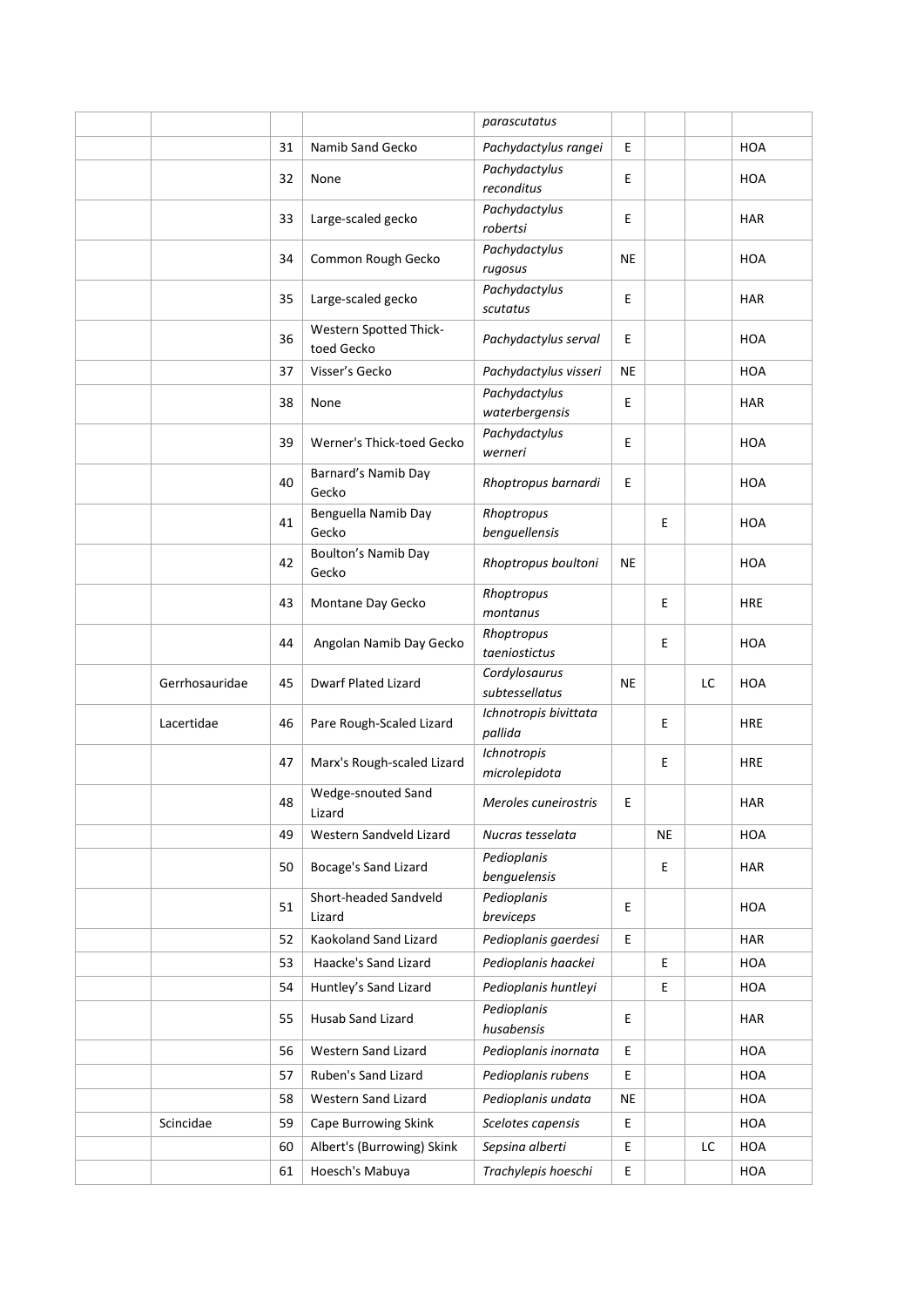| | | | | | | | | |
|---|---|---|---|---|---|---|---|---|
| | | | | *parascutatus* | | | | |
| | | 31 | Namib Sand Gecko | *Pachydactylus rangei* | E | | | HOA |
| | | 32 | None | *Pachydactylus reconditus* | E | | | HOA |
| | | 33 | Large-scaled gecko | *Pachydactylus robertsi* | E | | | HAR |
| | | 34 | Common Rough Gecko | *Pachydactylus rugosus* | NE | | | HOA |
| | | 35 | Large-scaled gecko | *Pachydactylus scutatus* | E | | | HAR |
| | | 36 | Western Spotted Thick-toed Gecko | *Pachydactylus serval* | E | | | HOA |
| | | 37 | Visser's Gecko | *Pachydactylus visseri* | NE | | | HOA |
| | | 38 | None | *Pachydactylus waterbergensis* | E | | | HAR |
| | | 39 | Werner's Thick-toed Gecko | *Pachydactylus werneri* | E | | | HOA |
| | | 40 | Barnard's Namib Day Gecko | *Rhoptropus barnardi* | E | | | HOA |
| | | 41 | Benguella Namib Day Gecko | *Rhoptropus benguellensis* | | E | | HOA |
| | | 42 | Boulton's Namib Day Gecko | *Rhoptropus boultoni* | NE | | | HOA |
| | | 43 | Montane Day Gecko | *Rhoptropus montanus* | | E | | HRE |
| | | 44 | Angolan Namib Day Gecko | *Rhoptropus taeniostictus* | | E | | HOA |
| | Gerrhosauridae | 45 | Dwarf Plated Lizard | *Cordylosaurus subtessellatus* | NE | | LC | HOA |
| | Lacertidae | 46 | Pare Rough-Scaled Lizard | *Ichnotropis bivittata pallida* | | E | | HRE |
| | | 47 | Marx's Rough-scaled Lizard | *Ichnotropis microlepidota* | | E | | HRE |
| | | 48 | Wedge-snouted Sand Lizard | *Meroles cuneirostris* | E | | | HAR |
| | | 49 | Western Sandveld Lizard | *Nucras tesselata* | | NE | | HOA |
| | | 50 | Bocage's Sand Lizard | *Pedioplanis benguelensis* | | E | | HAR |
| | | 51 | Short-headed Sandveld Lizard | *Pedioplanis breviceps* | E | | | HOA |
| | | 52 | Kaokoland Sand Lizard | *Pedioplanis gaerdesi* | E | | | HAR |
| | | 53 | Haacke's Sand Lizard | *Pedioplanis haackei* | | E | | HOA |
| | | 54 | Huntley's Sand Lizard | *Pedioplanis huntleyi* | | E | | HOA |
| | | 55 | Husab Sand Lizard | *Pedioplanis husabensis* | E | | | HAR |
| | | 56 | Western Sand Lizard | *Pedioplanis inornata* | E | | | HOA |
| | | 57 | Ruben's Sand Lizard | *Pedioplanis rubens* | E | | | HOA |
| | | 58 | Western Sand Lizard | *Pedioplanis undata* | NE | | | HOA |
| | Scincidae | 59 | Cape Burrowing Skink | *Scelotes capensis* | E | | | HOA |
| | | 60 | Albert's (Burrowing) Skink | *Sepsina alberti* | E | | LC | HOA |
| | | 61 | Hoesch's Mabuya | *Trachylepis hoeschi* | E | | | HOA |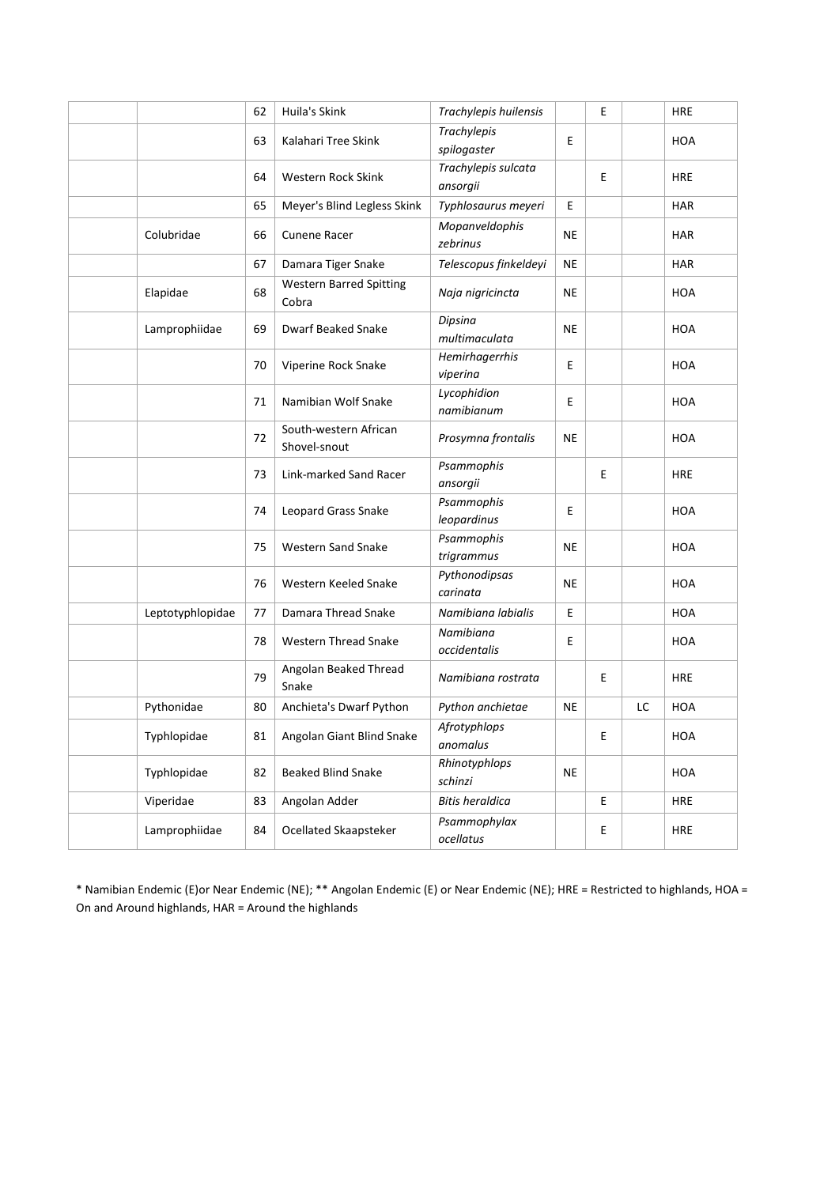| | | | | | | | | |
|---|---|---|---|---|---|---|---|---|
| | | 62 | Huila's Skink | *Trachylepis huilensis* | | E | | HRE |
| | | 63 | Kalahari Tree Skink | *Trachylepis spilogaster* | E | | | HOA |
| | | 64 | Western Rock Skink | *Trachylepis sulcata ansorgii* | | E | | HRE |
| | | 65 | Meyer's Blind Legless Skink | *Typhlosaurus meyeri* | E | | | HAR |
| | Colubridae | 66 | Cunene Racer | *Mopanveldophis zebrinus* | NE | | | HAR |
| | | 67 | Damara Tiger Snake | *Telescopus finkeldeyi* | NE | | | HAR |
| | Elapidae | 68 | Western Barred Spitting Cobra | *Naja nigricincta* | NE | | | HOA |
| | Lamprophiidae | 69 | Dwarf Beaked Snake | *Dipsina multimaculata* | NE | | | HOA |
| | | 70 | Viperine Rock Snake | *Hemirhagerrhis viperina* | E | | | HOA |
| | | 71 | Namibian Wolf Snake | *Lycophidion namibianum* | E | | | HOA |
| | | 72 | South-western African Shovel-snout | *Prosymna frontalis* | NE | | | HOA |
| | | 73 | Link-marked Sand Racer | *Psammophis ansorgii* | | E | | HRE |
| | | 74 | Leopard Grass Snake | *Psammophis leopardinus* | E | | | HOA |
| | | 75 | Western Sand Snake | *Psammophis trigrammus* | NE | | | HOA |
| | | 76 | Western Keeled Snake | *Pythonodipsas carinata* | NE | | | HOA |
| | Leptotyphlopidae | 77 | Damara Thread Snake | *Namibiana labialis* | E | | | HOA |
| | | 78 | Western Thread Snake | *Namibiana occidentalis* | E | | | HOA |
| | | 79 | Angolan Beaked Thread Snake | *Namibiana rostrata* | | E | | HRE |
| | Pythonidae | 80 | Anchieta's Dwarf Python | *Python anchietae* | NE | | LC | HOA |
| | Typhlopidae | 81 | Angolan Giant Blind Snake | *Afrotyphlops anomalus* | | E | | HOA |
| | Typhlopidae | 82 | Beaked Blind Snake | *Rhinotyphlops schinzi* | NE | | | HOA |
| | Viperidae | 83 | Angolan Adder | *Bitis heraldica* | | E | | HRE |
| | Lamprophiidae | 84 | Ocellated Skaapsteker | *Psammophylax ocellatus* | | E | | HRE |

* Namibian Endemic (E)or Near Endemic (NE); ** Angolan Endemic (E) or Near Endemic (NE); HRE = Restricted to highlands, HOA = On and Around highlands, HAR = Around the highlands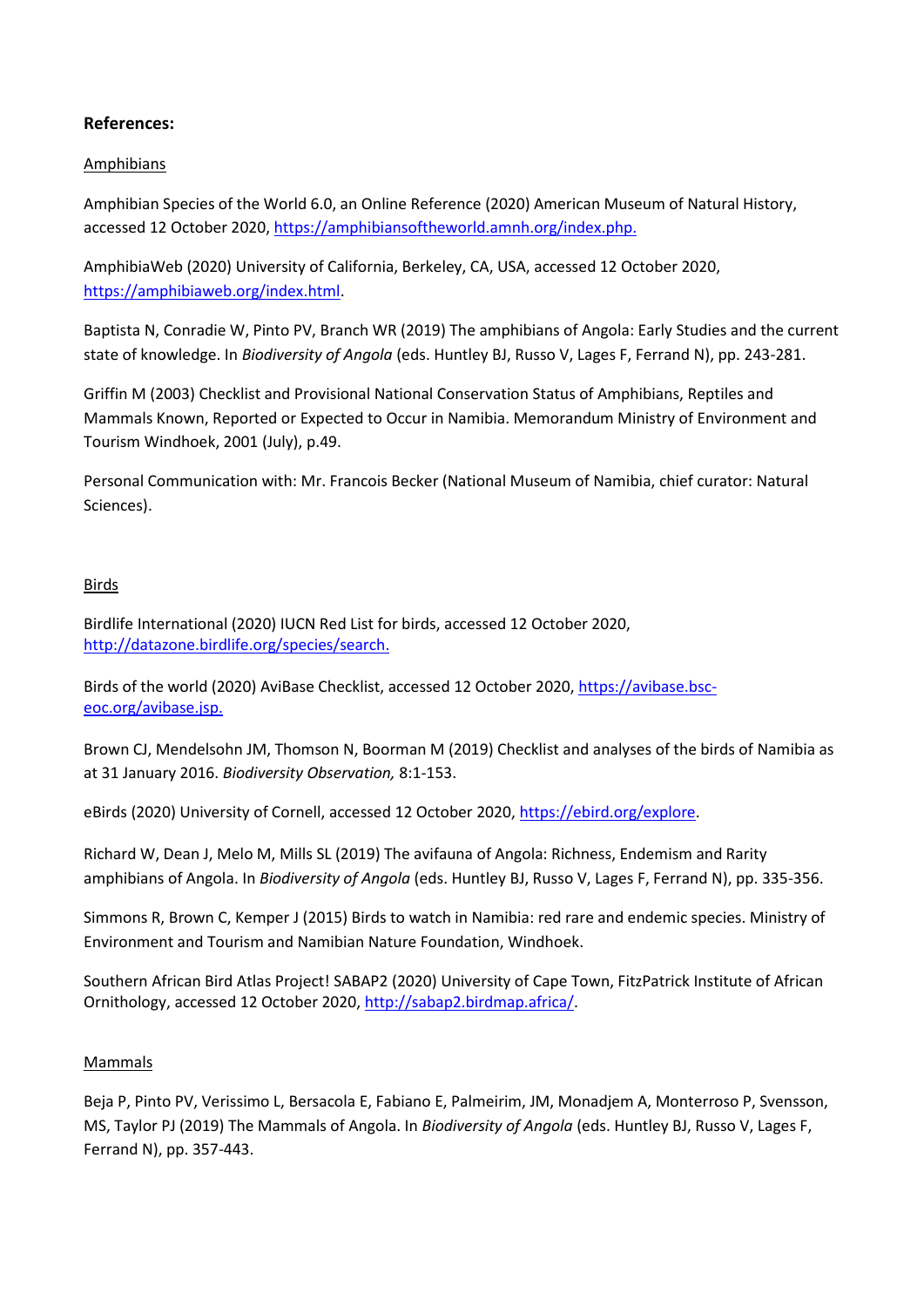**References:**

Amphibians

Amphibian Species of the World 6.0, an Online Reference (2020) American Museum of Natural History, accessed 12 October 2020, https://amphibiansoftheworld.amnh.org/index.php.

AmphibiaWeb (2020) University of California, Berkeley, CA, USA, accessed 12 October 2020, https://amphibiaweb.org/index.html.

Baptista N, Conradie W, Pinto PV, Branch WR (2019) The amphibians of Angola: Early Studies and the current state of knowledge. In *Biodiversity of Angola* (eds. Huntley BJ, Russo V, Lages F, Ferrand N), pp. 243-281.

Griffin M (2003) Checklist and Provisional National Conservation Status of Amphibians, Reptiles and Mammals Known, Reported or Expected to Occur in Namibia. Memorandum Ministry of Environment and Tourism Windhoek, 2001 (July), p.49.

Personal Communication with: Mr. Francois Becker (National Museum of Namibia, chief curator: Natural Sciences).

Birds

Birdlife International (2020) IUCN Red List for birds, accessed 12 October 2020, http://datazone.birdlife.org/species/search.

Birds of the world (2020) AviBase Checklist, accessed 12 October 2020, https://avibase.bsc-eoc.org/avibase.jsp.

Brown CJ, Mendelsohn JM, Thomson N, Boorman M (2019) Checklist and analyses of the birds of Namibia as at 31 January 2016. *Biodiversity Observation,* 8:1-153.

eBirds (2020) University of Cornell, accessed 12 October 2020, https://ebird.org/explore.

Richard W, Dean J, Melo M, Mills SL (2019) The avifauna of Angola: Richness, Endemism and Rarity amphibians of Angola. In *Biodiversity of Angola* (eds. Huntley BJ, Russo V, Lages F, Ferrand N), pp. 335-356.

Simmons R, Brown C, Kemper J (2015) Birds to watch in Namibia: red rare and endemic species. Ministry of Environment and Tourism and Namibian Nature Foundation, Windhoek.

Southern African Bird Atlas Project! SABAP2 (2020) University of Cape Town, FitzPatrick Institute of African Ornithology, accessed 12 October 2020, http://sabap2.birdmap.africa/.

Mammals

Beja P, Pinto PV, Verissimo L, Bersacola E, Fabiano E, Palmeirim, JM, Monadjem A, Monterroso P, Svensson, MS, Taylor PJ (2019) The Mammals of Angola. In *Biodiversity of Angola* (eds. Huntley BJ, Russo V, Lages F, Ferrand N), pp. 357-443.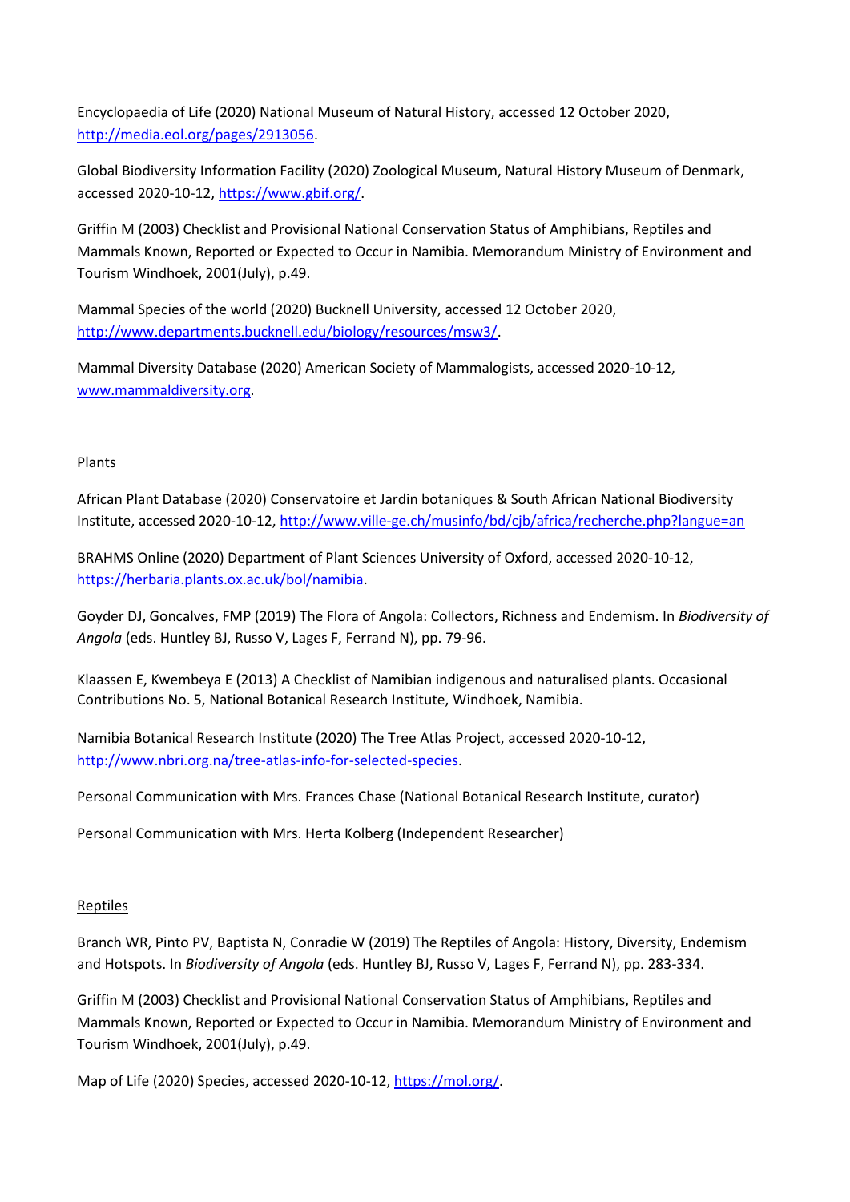Encyclopaedia of Life (2020) National Museum of Natural History, accessed 12 October 2020, [http://media.eol.org/pages/2913056](http://media.eol.org/pages/2913056).

Global Biodiversity Information Facility (2020) Zoological Museum, Natural History Museum of Denmark, accessed 2020-10-12, [https://www.gbif.org/](https://www.gbif.org/).

Griffin M (2003) Checklist and Provisional National Conservation Status of Amphibians, Reptiles and Mammals Known, Reported or Expected to Occur in Namibia. Memorandum Ministry of Environment and Tourism Windhoek, 2001(July), p.49.

Mammal Species of the world (2020) Bucknell University, accessed 12 October 2020, [http://www.departments.bucknell.edu/biology/resources/msw3/](http://www.departments.bucknell.edu/biology/resources/msw3/).

Mammal Diversity Database (2020) American Society of Mammalogists, accessed 2020-10-12, [www.mammaldiversity.org](www.mammaldiversity.org).

## Plants

African Plant Database (2020) Conservatoire et Jardin botaniques & South African National Biodiversity Institute, accessed 2020-10-12, [http://www.ville-ge.ch/musinfo/bd/cjb/africa/recherche.php?langue=an](http://www.ville-ge.ch/musinfo/bd/cjb/africa/recherche.php?langue=an)

BRAHMS Online (2020) Department of Plant Sciences University of Oxford, accessed 2020-10-12, [https://herbaria.plants.ox.ac.uk/bol/namibia](https://herbaria.plants.ox.ac.uk/bol/namibia).

Goyder DJ, Goncalves, FMP (2019) The Flora of Angola: Collectors, Richness and Endemism. In *Biodiversity of Angola* (eds. Huntley BJ, Russo V, Lages F, Ferrand N), pp. 79-96.

Klaassen E, Kwembeya E (2013) A Checklist of Namibian indigenous and naturalised plants. Occasional Contributions No. 5, National Botanical Research Institute, Windhoek, Namibia.

Namibia Botanical Research Institute (2020) The Tree Atlas Project, accessed 2020-10-12, [http://www.nbri.org.na/tree-atlas-info-for-selected-species](http://www.nbri.org.na/tree-atlas-info-for-selected-species).

Personal Communication with Mrs. Frances Chase (National Botanical Research Institute, curator)

Personal Communication with Mrs. Herta Kolberg (Independent Researcher)

## Reptiles

Branch WR, Pinto PV, Baptista N, Conradie W (2019) The Reptiles of Angola: History, Diversity, Endemism and Hotspots. In *Biodiversity of Angola* (eds. Huntley BJ, Russo V, Lages F, Ferrand N), pp. 283-334.

Griffin M (2003) Checklist and Provisional National Conservation Status of Amphibians, Reptiles and Mammals Known, Reported or Expected to Occur in Namibia. Memorandum Ministry of Environment and Tourism Windhoek, 2001(July), p.49.

Map of Life (2020) Species, accessed 2020-10-12, [https://mol.org/](https://mol.org/).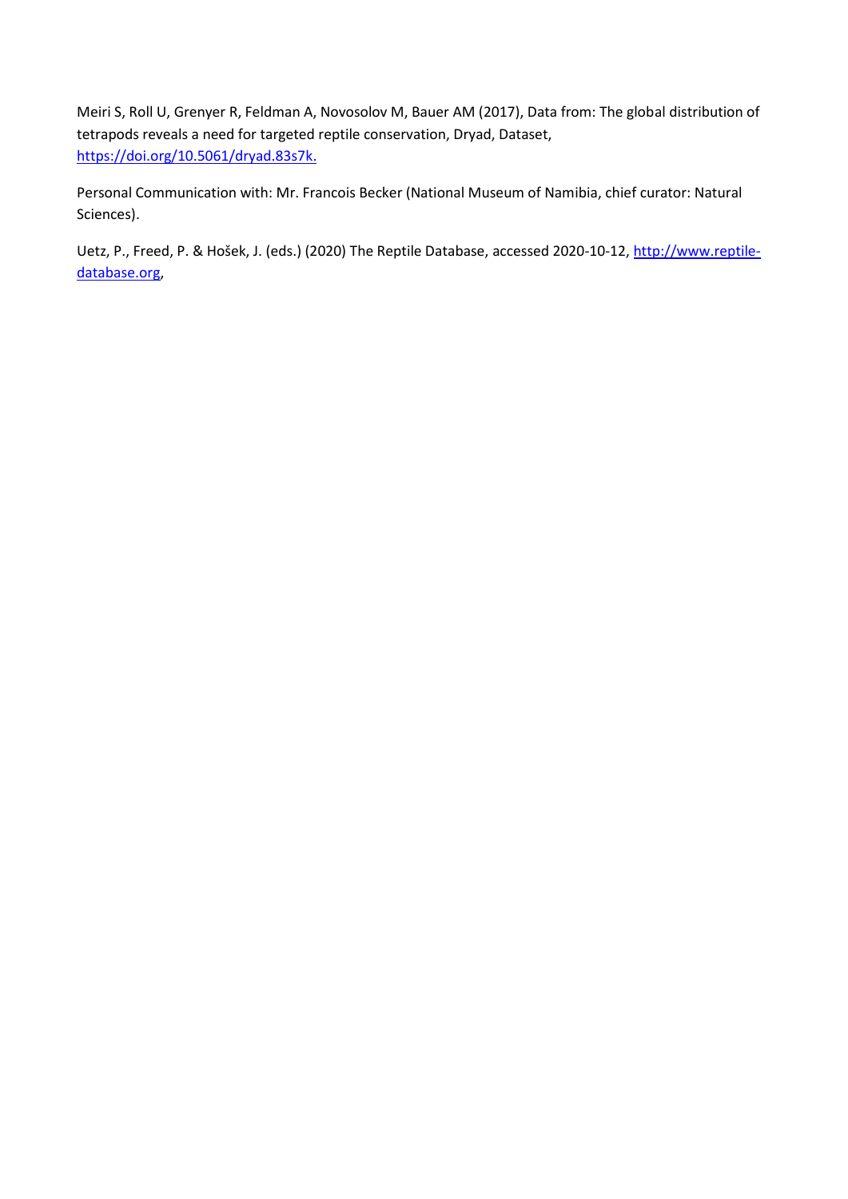Meiri S, Roll U, Grenyer R, Feldman A, Novosolov M, Bauer AM (2017), Data from: The global distribution of tetrapods reveals a need for targeted reptile conservation, Dryad, Dataset, https://doi.org/10.5061/dryad.83s7k.

Personal Communication with: Mr. Francois Becker (National Museum of Namibia, chief curator: Natural Sciences).

Uetz, P., Freed, P. & Hošek, J. (eds.) (2020) The Reptile Database, accessed 2020-10-12, http://www.reptile-database.org,